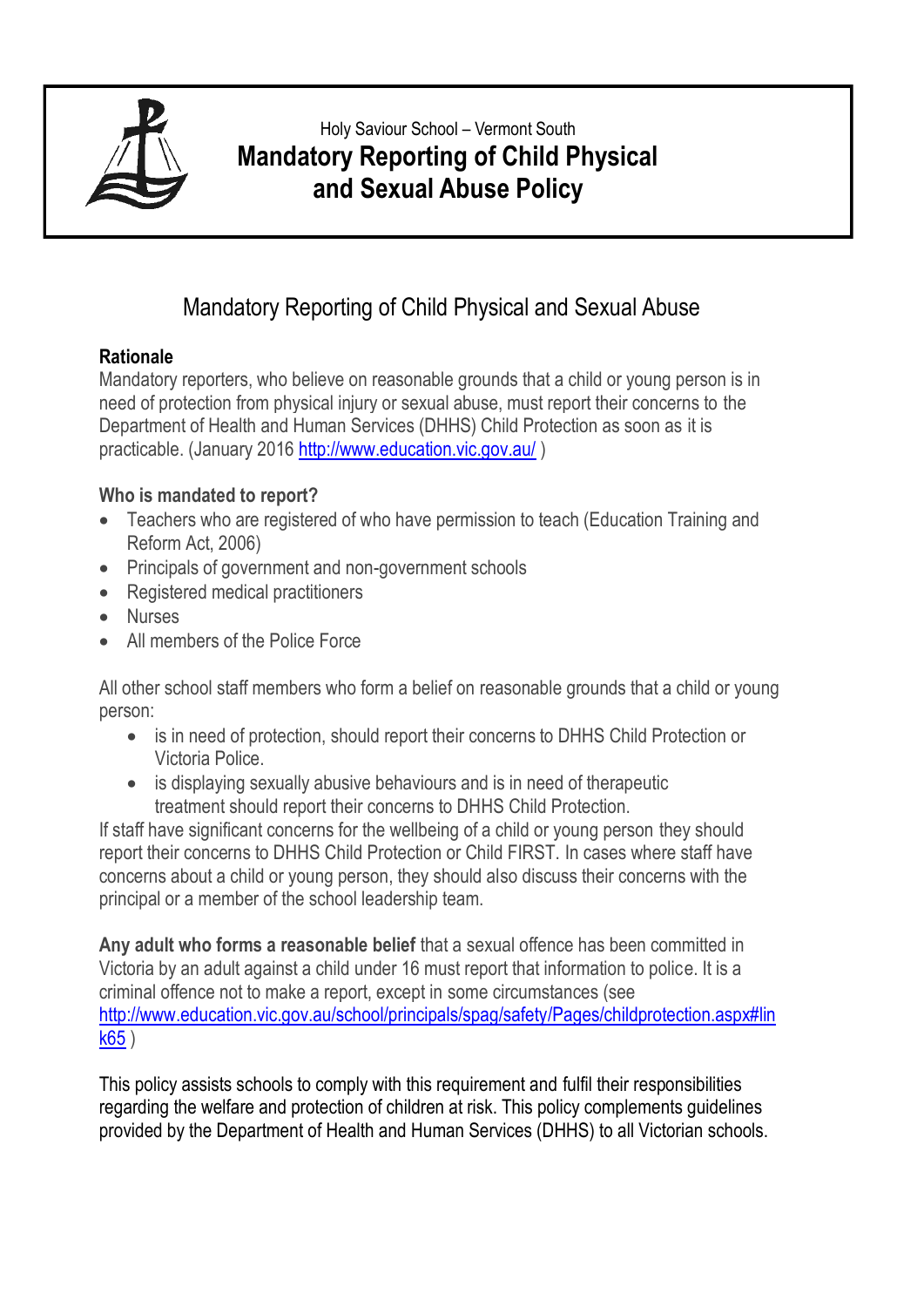Holy Saviour School – Vermont South

# Mandatory Reporting of Child Physical and Sexual Abuse Policy

## Mandatory Reporting of Child Physical and Sexual Abuse

**Rationale**

Mandatory reporters, who believe on reasonable grounds that a child or young person is in need of protection from physical injury or sexual abuse, must report their concerns to the Department of Health and Human Services (DHHS) Child Protection as soon as it is practicable. (January 2016 http://www.education.vic.gov.au/ )

**Who is mandated to report?**

- Teachers who are registered of who have permission to teach (Education Training and Reform Act, 2006)
- Principals of government and non-government schools
- Registered medical practitioners
- Nurses
- All members of the Police Force

All other school staff members who form a belief on reasonable grounds that a child or young person:

- is in need of protection, should report their concerns to DHHS Child Protection or Victoria Police.
- is displaying sexually abusive behaviours and is in need of therapeutic treatment should report their concerns to DHHS Child Protection.

If staff have significant concerns for the wellbeing of a child or young person they should report their concerns to DHHS Child Protection or Child FIRST. In cases where staff have concerns about a child or young person, they should also discuss their concerns with the principal or a member of the school leadership team.

**Any adult who forms a reasonable belief** that a sexual offence has been committed in Victoria by an adult against a child under 16 must report that information to police. It is a criminal offence not to make a report, except in some circumstances (see http://www.education.vic.gov.au/school/principals/spag/safety/Pages/childprotection.aspx#link65 )

This policy assists schools to comply with this requirement and fulfil their responsibilities regarding the welfare and protection of children at risk. This policy complements guidelines provided by the Department of Health and Human Services (DHHS) to all Victorian schools.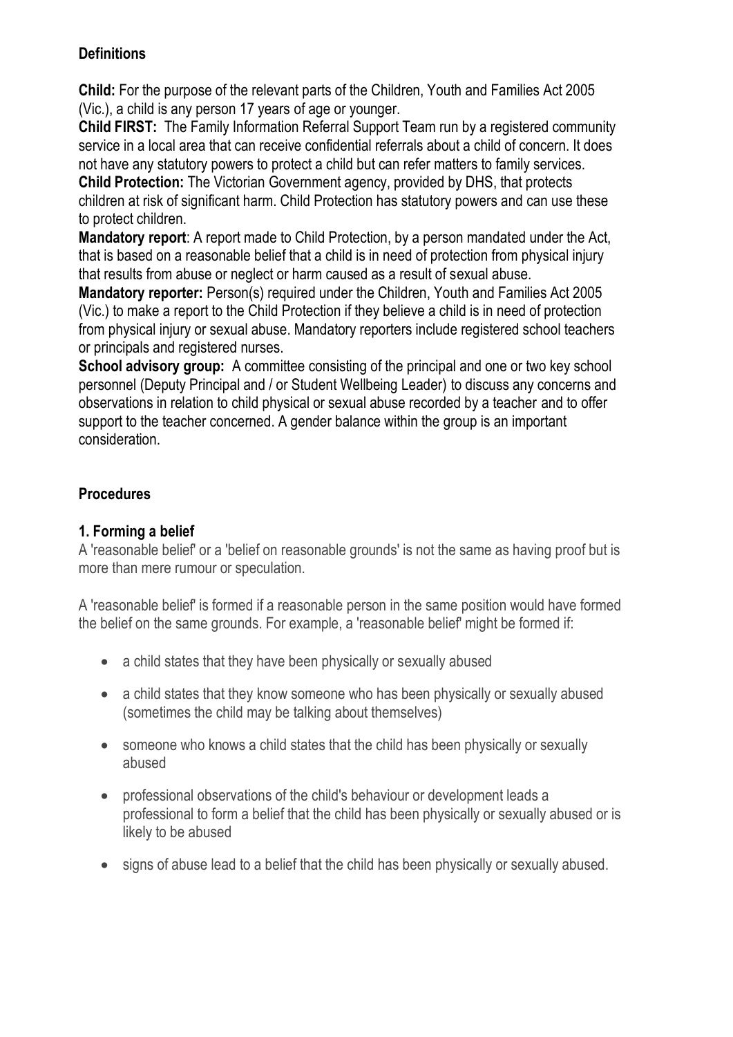## Definitions

**Child:** For the purpose of the relevant parts of the Children, Youth and Families Act 2005 (Vic.), a child is any person 17 years of age or younger.

**Child FIRST:** The Family Information Referral Support Team run by a registered community service in a local area that can receive confidential referrals about a child of concern. It does not have any statutory powers to protect a child but can refer matters to family services.

**Child Protection:** The Victorian Government agency, provided by DHS, that protects children at risk of significant harm. Child Protection has statutory powers and can use these to protect children.

**Mandatory report**: A report made to Child Protection, by a person mandated under the Act, that is based on a reasonable belief that a child is in need of protection from physical injury that results from abuse or neglect or harm caused as a result of sexual abuse.

**Mandatory reporter:** Person(s) required under the Children, Youth and Families Act 2005 (Vic.) to make a report to the Child Protection if they believe a child is in need of protection from physical injury or sexual abuse. Mandatory reporters include registered school teachers or principals and registered nurses.

**School advisory group:** A committee consisting of the principal and one or two key school personnel (Deputy Principal and / or Student Wellbeing Leader) to discuss any concerns and observations in relation to child physical or sexual abuse recorded by a teacher and to offer support to the teacher concerned. A gender balance within the group is an important consideration.

## Procedures

### 1. Forming a belief

A 'reasonable belief' or a 'belief on reasonable grounds' is not the same as having proof but is more than mere rumour or speculation.

A 'reasonable belief' is formed if a reasonable person in the same position would have formed the belief on the same grounds. For example, a 'reasonable belief' might be formed if:

- a child states that they have been physically or sexually abused
- a child states that they know someone who has been physically or sexually abused (sometimes the child may be talking about themselves)
- someone who knows a child states that the child has been physically or sexually abused
- professional observations of the child's behaviour or development leads a professional to form a belief that the child has been physically or sexually abused or is likely to be abused
- signs of abuse lead to a belief that the child has been physically or sexually abused.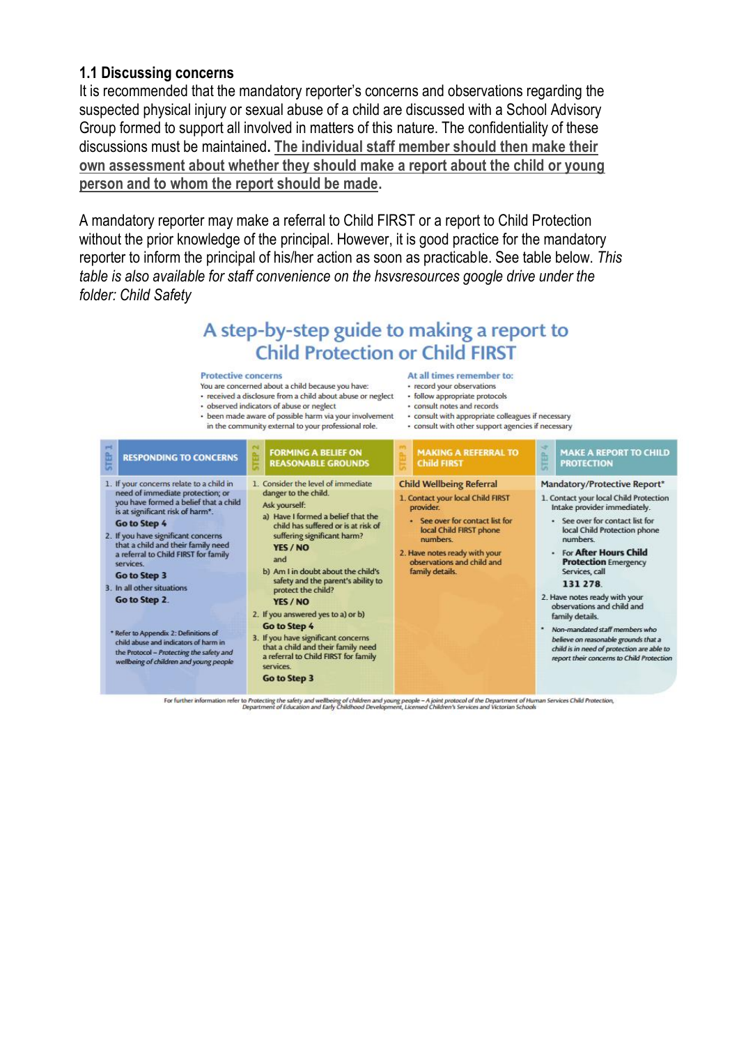### 1.1 Discussing concerns

It is recommended that the mandatory reporter's concerns and observations regarding the suspected physical injury or sexual abuse of a child are discussed with a School Advisory Group formed to support all involved in matters of this nature. The confidentiality of these discussions must be maintained**.** **The individual staff member should then make their own assessment about whether they should make a report about the child or young person and to whom the report should be made**.

A mandatory reporter may make a referral to Child FIRST or a report to Child Protection without the prior knowledge of the principal. However, it is good practice for the mandatory reporter to inform the principal of his/her action as soon as practicable. See table below. *This table is also available for staff convenience on the hsvsresources google drive under the folder: Child Safety*

## A step-by-step guide to making a report to Child Protection or Child FIRST

**Protective concerns**

You are concerned about a child because you have:

- received a disclosure from a child about abuse or neglect
- observed indicators of abuse or neglect
- been made aware of possible harm via your involvement in the community external to your professional role.

**At all times remember to:**

- record your observations
- follow appropriate protocols
- consult notes and records
- consult with appropriate colleagues if necessary
- consult with other support agencies if necessary

| STEP 1 RESPONDING TO CONCERNS | STEP 2 FORMING A BELIEF ON REASONABLE GROUNDS | STEP 3 MAKING A REFERRAL TO CHILD FIRST | STEP 4 MAKE A REPORT TO CHILD PROTECTION |
|---|---|---|---|
| 1. If your concerns relate to a child in need of immediate protection; or you have formed a belief that a child is at significant risk of harm*. **Go to Step 4**<br>2. If you have significant concerns that a child and their family need a referral to Child FIRST for family services. **Go to Step 3**<br>3. In all other situations **Go to Step 2**.<br><br>* Refer to Appendix 2: Definitions of child abuse and indicators of harm in the Protocol – *Protecting the safety and wellbeing of children and young people* | 1. Consider the level of immediate danger to the child.<br>Ask yourself:<br>a) Have I formed a belief that the child has suffered or is at risk of suffering significant harm? **YES / NO**<br>and<br>b) Am I in doubt about the child's safety and the parent's ability to protect the child? **YES / NO**<br>2. If you answered yes to a) or b) **Go to Step 4**<br>3. If you have significant concerns that a child and their family need a referral to Child FIRST for family services. **Go to Step 3** | **Child Wellbeing Referral**<br>1. Contact your local Child FIRST provider.<br>• See over for contact list for local Child FIRST phone numbers.<br>2. Have notes ready with your observations and child and family details. | **Mandatory/Protective Report***<br>1. Contact your local Child Protection Intake provider immediately.<br>• See over for contact list for local Child Protection phone numbers.<br>• For **After Hours Child Protection** Emergency Services, call **131 278**.<br>2. Have notes ready with your observations and child and family details.<br>* *Non-mandated staff members who believe on reasonable grounds that a child is in need of protection are able to report their concerns to Child Protection* |

For further information refer to *Protecting the safety and wellbeing of children and young people – A joint protocol of the Department of Human Services Child Protection, Department of Education and Early Childhood Development, Licensed Children's Services and Victorian Schools*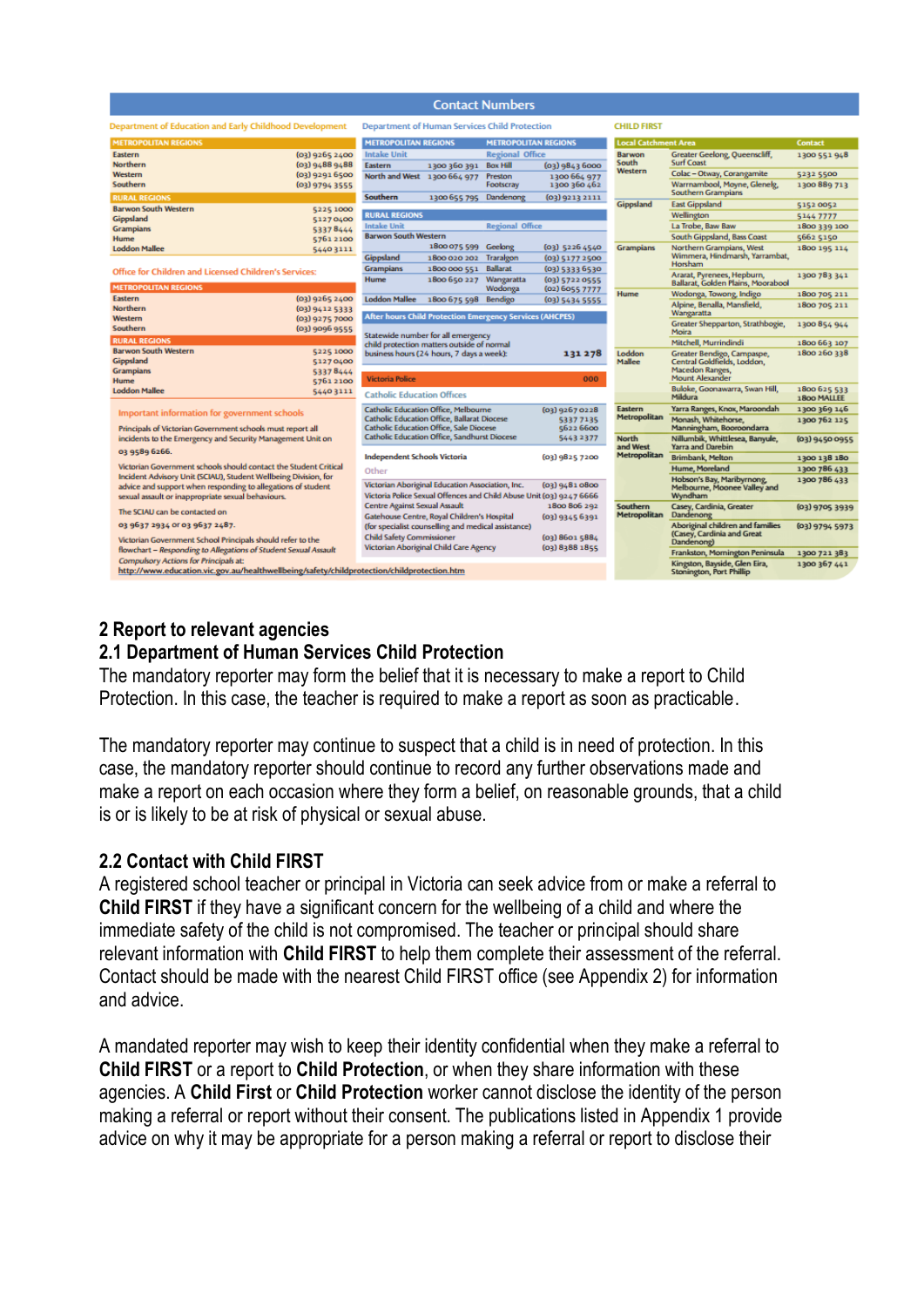## Contact Numbers

**Department of Education and Early Childhood Development**

| METROPOLITAN REGIONS | |
|---|---|
| Eastern | (03) 9265 2400 |
| Northern | (03) 9488 9488 |
| Western | (03) 9291 6500 |
| Southern | (03) 9794 3555 |
| **RURAL REGIONS** | |
| Barwon South Western | 5225 1000 |
| Gippsland | 5127 0400 |
| Grampians | 5337 8444 |
| Hume | 5761 2100 |
| Loddon Mallee | 5440 3111 |

**Office for Children and Licensed Children's Services:**

| METROPOLITAN REGIONS | |
|---|---|
| Eastern | (03) 9265 2400 |
| Northern | (03) 9412 5333 |
| Western | (03) 9275 7000 |
| Southern | (03) 9096 9555 |
| **RURAL REGIONS** | |
| Barwon South Western | 5225 1000 |
| Gippsland | 5127 0400 |
| Grampians | 5337 8444 |
| Hume | 5761 2100 |
| Loddon Mallee | 5440 3111 |

**Important information for government schools**

Principals of Victorian Government schools must report all incidents to the Emergency and Security Management Unit on 03 9589 6266.

Victorian Government schools should contact the Student Critical Incident Advisory Unit (SCIAU), Student Wellbeing Division, for advice and support when responding to allegations of student sexual assault or inappropriate sexual behaviours.

The SCIAU can be contacted on 03 9637 2934 or 03 9637 2487.

Victorian Government School Principals should refer to the flowchart – *Responding to Allegations of Student Sexual Assault Compulsory Actions for Principals* at: http://www.education.vic.gov.au/healthwellbeing/safety/childprotection/childprotection.htm

**Department of Human Services Child Protection**

| METROPOLITAN REGIONS Intake Unit | | METROPOLITAN REGIONS Regional Office | |
|---|---|---|---|
| Eastern | 1300 360 391 | Box Hill | (03) 9843 6000 |
| North and West | 1300 664 977 | Preston / Footscray | 1300 664 977 / 1300 360 462 |
| Southern | 1300 655 795 | Dandenong | (03) 9213 2111 |
| **RURAL REGIONS** Intake Unit | | Regional Office | |
| Barwon South Western | 1800 075 599 | Geelong | (03) 5226 4540 |
| Gippsland | 1800 020 202 | Traralgon | (03) 5177 2500 |
| Grampians | 1800 000 551 | Ballarat | (03) 5333 6530 |
| Hume | 1800 650 227 | Wangaratta / Wodonga | (03) 5722 0555 / (02) 6055 7777 |
| Loddon Mallee | 1800 675 598 | Bendigo | (03) 5434 5555 |

**After hours Child Protection Emergency Services (AHCPES)**

Statewide number for all emergency child protection matters outside of normal business hours (24 hours, 7 days a week): **131 278**

**Victoria Police** 000

**Catholic Education Offices**

| | |
|---|---|
| Catholic Education Office, Melbourne | (03) 9267 0228 |
| Catholic Education Office, Ballarat Diocese | 5337 7135 |
| Catholic Education Office, Sale Diocese | 5622 6600 |
| Catholic Education Office, Sandhurst Diocese | 5443 2377 |

| | |
|---|---|
| Independent Schools Victoria | (03) 9825 7200 |

**Other**

| | |
|---|---|
| Victorian Aboriginal Education Association, Inc. | (03) 9481 0800 |
| Victoria Police Sexual Offences and Child Abuse Unit | (03) 9247 6666 |
| Centre Against Sexual Assault | 1800 806 292 |
| Gatehouse Centre, Royal Children's Hospital (for specialist counselling and medical assistance) | (03) 9345 6391 |
| Child Safety Commissioner | (03) 8601 5884 |
| Victorian Aboriginal Child Care Agency | (03) 8388 1855 |

**CHILD FIRST**

| Local Catchment Area | | Contact |
|---|---|---|
| Barwon South Western | Greater Geelong, Queenscliff, Surf Coast | 1300 551 948 |
| | Colac – Otway, Corangamite | 5232 5500 |
| | Warrnambool, Moyne, Glenelg, Southern Grampians | 1300 889 713 |
| Gippsland | East Gippsland | 5152 0052 |
| | Wellington | 5144 7777 |
| | La Trobe, Baw Baw | 1800 339 100 |
| | South Gippsland, Bass Coast | 5662 5150 |
| Grampians | Northern Grampians, West Wimmera, Hindmarsh, Yarrambat, Horsham | 1800 195 114 |
| | Ararat, Pyrenees, Hepburn, Ballarat, Golden Plains, Moorabool | 1300 783 341 |
| Hume | Wodonga, Towong, Indigo | 1800 705 211 |
| | Alpine, Benalla, Mansfield, Wangaratta | 1800 705 211 |
| | Greater Shepparton, Strathbogie, Moira | 1300 854 944 |
| | Mitchell, Murrindindi | 1800 663 107 |
| Loddon Mallee | Greater Bendigo, Campaspe, Central Goldfields, Loddon, Macedon Ranges, Mount Alexander | 1800 260 338 |
| | Buloke, Goonawarra, Swan Hill, Mildura | 1800 625 533 1800 MALLEE |
| Eastern Metropolitan | Yarra Ranges, Knox, Maroondah | 1300 369 146 |
| | Monash, Whitehorse, Manningham, Booroondarra | 1300 762 125 |
| North and West Metropolitan | Nillumbik, Whittlesea, Banyule, Yarra and Darebin | (03) 9450 0955 |
| | Brimbank, Melton | 1300 138 180 |
| | Hume, Moreland | 1300 786 433 |
| | Hobson's Bay, Maribyrnong, Melbourne, Moonee Valley and Wyndham | 1300 786 433 |
| Southern Metropolitan | Casey, Cardinia, Greater Dandenong | (03) 9705 3939 |
| | Aboriginal children and families (Casey, Cardinia and Great Dandenong) | (03) 9794 5973 |
| | Frankston, Mornington Peninsula | 1300 721 383 |
| | Kingston, Bayside, Glen Eira, Stonington, Port Phillip | 1300 367 441 |

## 2 Report to relevant agencies

### 2.1 Department of Human Services Child Protection

The mandatory reporter may form the belief that it is necessary to make a report to Child Protection. In this case, the teacher is required to make a report as soon as practicable.

The mandatory reporter may continue to suspect that a child is in need of protection. In this case, the mandatory reporter should continue to record any further observations made and make a report on each occasion where they form a belief, on reasonable grounds, that a child is or is likely to be at risk of physical or sexual abuse.

### 2.2 Contact with Child FIRST

A registered school teacher or principal in Victoria can seek advice from or make a referral to **Child FIRST** if they have a significant concern for the wellbeing of a child and where the immediate safety of the child is not compromised. The teacher or principal should share relevant information with **Child FIRST** to help them complete their assessment of the referral. Contact should be made with the nearest Child FIRST office (see Appendix 2) for information and advice.

A mandated reporter may wish to keep their identity confidential when they make a referral to **Child FIRST** or a report to **Child Protection**, or when they share information with these agencies. A **Child First** or **Child Protection** worker cannot disclose the identity of the person making a referral or report without their consent. The publications listed in Appendix 1 provide advice on why it may be appropriate for a person making a referral or report to disclose their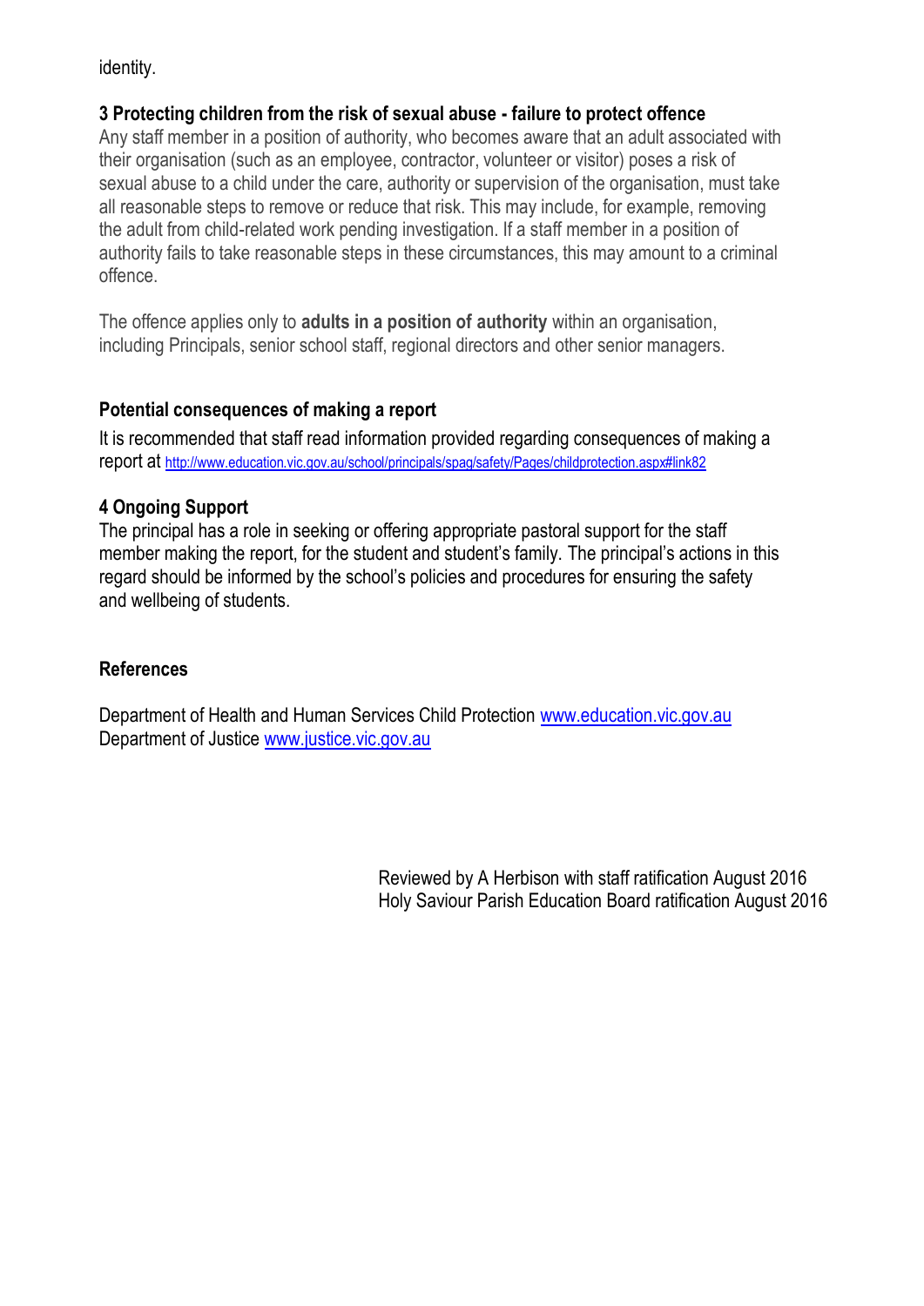identity.

### 3 Protecting children from the risk of sexual abuse - failure to protect offence

Any staff member in a position of authority, who becomes aware that an adult associated with their organisation (such as an employee, contractor, volunteer or visitor) poses a risk of sexual abuse to a child under the care, authority or supervision of the organisation, must take all reasonable steps to remove or reduce that risk. This may include, for example, removing the adult from child-related work pending investigation. If a staff member in a position of authority fails to take reasonable steps in these circumstances, this may amount to a criminal offence.

The offence applies only to **adults in a position of authority** within an organisation, including Principals, senior school staff, regional directors and other senior managers.

### Potential consequences of making a report

It is recommended that staff read information provided regarding consequences of making a report at http://www.education.vic.gov.au/school/principals/spag/safety/Pages/childprotection.aspx#link82

### 4 Ongoing Support

The principal has a role in seeking or offering appropriate pastoral support for the staff member making the report, for the student and student's family. The principal's actions in this regard should be informed by the school's policies and procedures for ensuring the safety and wellbeing of students.

### References

Department of Health and Human Services Child Protection www.education.vic.gov.au
Department of Justice www.justice.vic.gov.au

Reviewed by A Herbison with staff ratification August 2016
Holy Saviour Parish Education Board ratification August 2016